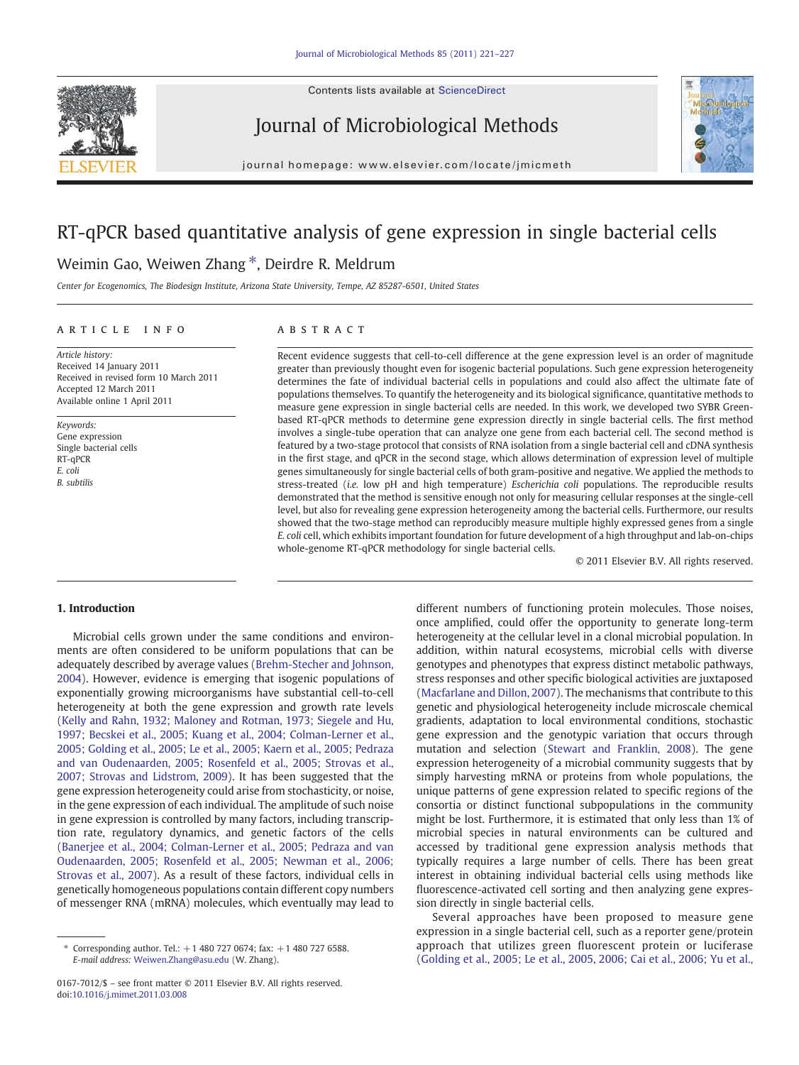Contents lists available at ScienceDirect

# Journal of Microbiological Methods

journal homepage: www.elsevier.com/locate/jmicmeth

# RT-qPCR based quantitative analysis of gene expression in single bacterial cells

Weimin Gao, Weiwen Zhang *, Deirdre R. Meldrum

*Center for Ecogenomics, The Biodesign Institute, Arizona State University, Tempe, AZ 85287-6501, United States*

## ARTICLE INFO

*Article history:*
Received 14 January 2011
Received in revised form 10 March 2011
Accepted 12 March 2011
Available online 1 April 2011

*Keywords:*
Gene expression
Single bacterial cells
RT-qPCR
*E. coli*
*B. subtilis*

## ABSTRACT

Recent evidence suggests that cell-to-cell difference at the gene expression level is an order of magnitude greater than previously thought even for isogenic bacterial populations. Such gene expression heterogeneity determines the fate of individual bacterial cells in populations and could also affect the ultimate fate of populations themselves. To quantify the heterogeneity and its biological significance, quantitative methods to measure gene expression in single bacterial cells are needed. In this work, we developed two SYBR Green-based RT-qPCR methods to determine gene expression directly in single bacterial cells. The first method involves a single-tube operation that can analyze one gene from each bacterial cell. The second method is featured by a two-stage protocol that consists of RNA isolation from a single bacterial cell and cDNA synthesis in the first stage, and qPCR in the second stage, which allows determination of expression level of multiple genes simultaneously for single bacterial cells of both gram-positive and negative. We applied the methods to stress-treated (*i.e.* low pH and high temperature) *Escherichia coli* populations. The reproducible results demonstrated that the method is sensitive enough not only for measuring cellular responses at the single-cell level, but also for revealing gene expression heterogeneity among the bacterial cells. Furthermore, our results showed that the two-stage method can reproducibly measure multiple highly expressed genes from a single *E. coli* cell, which exhibits important foundation for future development of a high throughput and lab-on-chips whole-genome RT-qPCR methodology for single bacterial cells.

© 2011 Elsevier B.V. All rights reserved.

## 1. Introduction

Microbial cells grown under the same conditions and environments are often considered to be uniform populations that can be adequately described by average values (Brehm-Stecher and Johnson, 2004). However, evidence is emerging that isogenic populations of exponentially growing microorganisms have substantial cell-to-cell heterogeneity at both the gene expression and growth rate levels (Kelly and Rahn, 1932; Maloney and Rotman, 1973; Siegele and Hu, 1997; Becskei et al., 2005; Kuang et al., 2004; Colman-Lerner et al., 2005; Golding et al., 2005; Le et al., 2005; Kaern et al., 2005; Pedraza and van Oudenaarden, 2005; Rosenfeld et al., 2005; Strovas et al., 2007; Strovas and Lidstrom, 2009). It has been suggested that the gene expression heterogeneity could arise from stochasticity, or noise, in the gene expression of each individual. The amplitude of such noise in gene expression is controlled by many factors, including transcription rate, regulatory dynamics, and genetic factors of the cells (Banerjee et al., 2004; Colman-Lerner et al., 2005; Pedraza and van Oudenaarden, 2005; Rosenfeld et al., 2005; Newman et al., 2006; Strovas et al., 2007). As a result of these factors, individual cells in genetically homogeneous populations contain different copy numbers of messenger RNA (mRNA) molecules, which eventually may lead to different numbers of functioning protein molecules. Those noises, once amplified, could offer the opportunity to generate long-term heterogeneity at the cellular level in a clonal microbial population. In addition, within natural ecosystems, microbial cells with diverse genotypes and phenotypes that express distinct metabolic pathways, stress responses and other specific biological activities are juxtaposed (Macfarlane and Dillon, 2007). The mechanisms that contribute to this genetic and physiological heterogeneity include microscale chemical gradients, adaptation to local environmental conditions, stochastic gene expression and the genotypic variation that occurs through mutation and selection (Stewart and Franklin, 2008). The gene expression heterogeneity of a microbial community suggests that by simply harvesting mRNA or proteins from whole populations, the unique patterns of gene expression related to specific regions of the consortia or distinct functional subpopulations in the community might be lost. Furthermore, it is estimated that only less than 1% of microbial species in natural environments can be cultured and accessed by traditional gene expression analysis methods that typically requires a large number of cells. There has been great interest in obtaining individual bacterial cells using methods like fluorescence-activated cell sorting and then analyzing gene expression directly in single bacterial cells.

Several approaches have been proposed to measure gene expression in a single bacterial cell, such as a reporter gene/protein approach that utilizes green fluorescent protein or luciferase (Golding et al., 2005; Le et al., 2005, 2006; Cai et al., 2006; Yu et al.,

* Corresponding author. Tel.: +1 480 727 0674; fax: +1 480 727 6588.
*E-mail address:* Weiwen.Zhang@asu.edu (W. Zhang).

0167-7012/$ – see front matter © 2011 Elsevier B.V. All rights reserved.
doi:10.1016/j.mimet.2011.03.008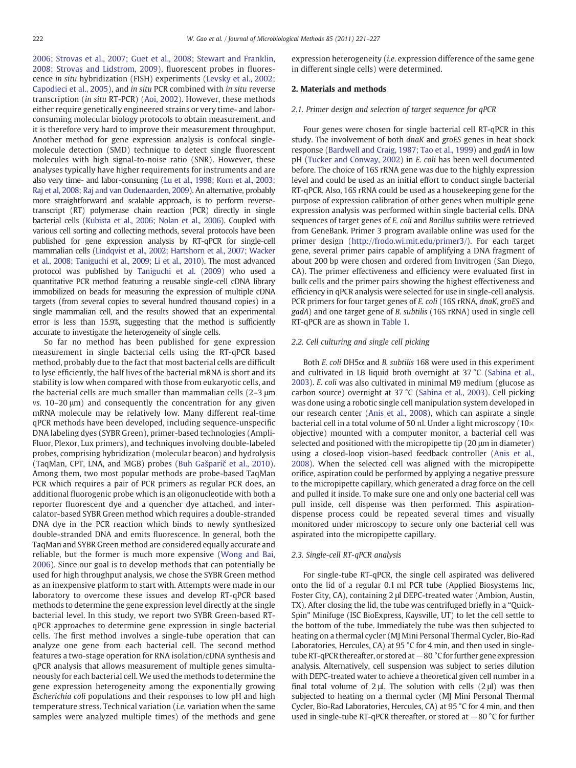2006; Strovas et al., 2007; Guet et al., 2008; Stewart and Franklin, 2008; Strovas and Lidstrom, 2009), fluorescent probes in fluorescence *in situ* hybridization (FISH) experiments (Levsky et al., 2002; Capodieci et al., 2005), and *in situ* PCR combined with *in situ* reverse transcription (*in situ* RT-PCR) (Aoi, 2002). However, these methods either require genetically engineered strains or very time- and labor-consuming molecular biology protocols to obtain measurement, and it is therefore very hard to improve their measurement throughput. Another method for gene expression analysis is confocal single-molecule detection (SMD) technique to detect single fluorescent molecules with high signal-to-noise ratio (SNR). However, these analyses typically have higher requirements for instruments and are also very time- and labor-consuming (Lu et al., 1998; Korn et al., 2003; Raj et al, 2008; Raj and van Oudenaarden, 2009). An alternative, probably more straightforward and scalable approach, is to perform reverse-transcript (RT) polymerase chain reaction (PCR) directly in single bacterial cells (Kubista et al., 2006; Nolan et al., 2006). Coupled with various cell sorting and collecting methods, several protocols have been published for gene expression analysis by RT-qPCR for single-cell mammalian cells (Lindqvist et al., 2002; Hartshorn et al., 2007; Wacker et al., 2008; Taniguchi et al., 2009; Li et al., 2010). The most advanced protocol was published by Taniguchi et al. (2009) who used a quantitative PCR method featuring a reusable single-cell cDNA library immobilized on beads for measuring the expression of multiple cDNA targets (from several copies to several hundred thousand copies) in a single mammalian cell, and the results showed that an experimental error is less than 15.9%, suggesting that the method is sufficiently accurate to investigate the heterogeneity of single cells.

So far no method has been published for gene expression measurement in single bacterial cells using the RT-qPCR based method, probably due to the fact that most bacterial cells are difficult to lyse efficiently, the half lives of the bacterial mRNA is short and its stability is low when compared with those from eukaryotic cells, and the bacterial cells are much smaller than mammalian cells (2–3 μm *vs.* 10–20 μm) and consequently the concentration for any given mRNA molecule may be relatively low. Many different real-time qPCR methods have been developed, including sequence-unspecific DNA labeling dyes (SYBR Green), primer-based technologies (Ampli-Fluor, Plexor, Lux primers), and techniques involving double-labeled probes, comprising hybridization (molecular beacon) and hydrolysis (TaqMan, CPT, LNA, and MGB) probes (Buh Gašparič et al., 2010). Among them, two most popular methods are probe-based TaqMan PCR which requires a pair of PCR primers as regular PCR does, an additional fluorogenic probe which is an oligonucleotide with both a reporter fluorescent dye and a quencher dye attached, and intercalator-based SYBR Green method which requires a double-stranded DNA dye in the PCR reaction which binds to newly synthesized double-stranded DNA and emits fluorescence. In general, both the TaqMan and SYBR Green method are considered equally accurate and reliable, but the former is much more expensive (Wong and Bai, 2006). Since our goal is to develop methods that can potentially be used for high throughput analysis, we chose the SYBR Green method as an inexpensive platform to start with. Attempts were made in our laboratory to overcome these issues and develop RT-qPCR based methods to determine the gene expression level directly at the single bacterial level. In this study, we report two SYBR Green-based RT-qPCR approaches to determine gene expression in single bacterial cells. The first method involves a single-tube operation that can analyze one gene from each bacterial cell. The second method features a two-stage operation for RNA isolation/cDNA synthesis and qPCR analysis that allows measurement of multiple genes simultaneously for each bacterial cell. We used the methods to determine the gene expression heterogeneity among the exponentially growing *Escherichia coli* populations and their responses to low pH and high temperature stress. Technical variation (*i.e.* variation when the same samples were analyzed multiple times) of the methods and gene expression heterogeneity (*i.e.* expression difference of the same gene in different single cells) were determined.

## 2. Materials and methods

### 2.1. Primer design and selection of target sequence for qPCR

Four genes were chosen for single bacterial cell RT-qPCR in this study. The involvement of both *dnaK* and *groES* genes in heat shock response (Bardwell and Craig, 1987; Tao et al., 1999) and *gadA* in low pH (Tucker and Conway, 2002) in *E. coli* has been well documented before. The choice of 16S rRNA gene was due to the highly expression level and could be used as an initial effort to conduct single bacterial RT-qPCR. Also, 16S rRNA could be used as a housekeeping gene for the purpose of expression calibration of other genes when multiple gene expression analysis was performed within single bacterial cells. DNA sequences of target genes of *E. coli* and *Bacillus subtilis* were retrieved from GeneBank. Primer 3 program available online was used for the primer design (http://frodo.wi.mit.edu/primer3/). For each target gene, several primer pairs capable of amplifying a DNA fragment of about 200 bp were chosen and ordered from Invitrogen (San Diego, CA). The primer effectiveness and efficiency were evaluated first in bulk cells and the primer pairs showing the highest effectiveness and efficiency in qPCR analysis were selected for use in single-cell analysis. PCR primers for four target genes of *E. coli* (16S rRNA, *dnaK*, *groES* and *gadA*) and one target gene of *B. subtilis* (16S rRNA) used in single cell RT-qPCR are as shown in Table 1.

### 2.2. Cell culturing and single cell picking

Both *E. coli* DH5α and *B. subtilis* 168 were used in this experiment and cultivated in LB liquid broth overnight at 37 °C (Sabina et al., 2003). *E. coli* was also cultivated in minimal M9 medium (glucose as carbon source) overnight at 37 °C (Sabina et al., 2003). Cell picking was done using a robotic single cell manipulation system developed in our research center (Anis et al., 2008), which can aspirate a single bacterial cell in a total volume of 50 nl. Under a light microscopy (10× objective) mounted with a computer monitor, a bacterial cell was selected and positioned with the micropipette tip (20 μm in diameter) using a closed-loop vision-based feedback controller (Anis et al., 2008). When the selected cell was aligned with the micropipette orifice, aspiration could be performed by applying a negative pressure to the micropipette capillary, which generated a drag force on the cell and pulled it inside. To make sure one and only one bacterial cell was pull inside, cell dispense was then performed. This aspiration-dispense process could be repeated several times and visually monitored under microscopy to secure only one bacterial cell was aspirated into the micropipette capillary.

### 2.3. Single-cell RT-qPCR analysis

For single-tube RT-qPCR, the single cell aspirated was delivered onto the lid of a regular 0.1 ml PCR tube (Applied Biosystems Inc, Foster City, CA), containing 2 μl DEPC-treated water (Ambion, Austin, TX). After closing the lid, the tube was centrifuged briefly in a "Quick-Spin" Minifuge (ISC BioExpress, Kaysville, UT) to let the cell settle to the bottom of the tube. Immediately the tube was then subjected to heating on a thermal cycler (MJ Mini Personal Thermal Cycler, Bio-Rad Laboratories, Hercules, CA) at 95 °C for 4 min, and then used in single-tube RT-qPCR thereafter, or stored at −80 °C for further gene expression analysis. Alternatively, cell suspension was subject to series dilution with DEPC-treated water to achieve a theoretical given cell number in a final total volume of 2 μl. The solution with cells (2 μl) was then subjected to heating on a thermal cycler (MJ Mini Personal Thermal Cycler, Bio-Rad Laboratories, Hercules, CA) at 95 °C for 4 min, and then used in single-tube RT-qPCR thereafter, or stored at −80 °C for further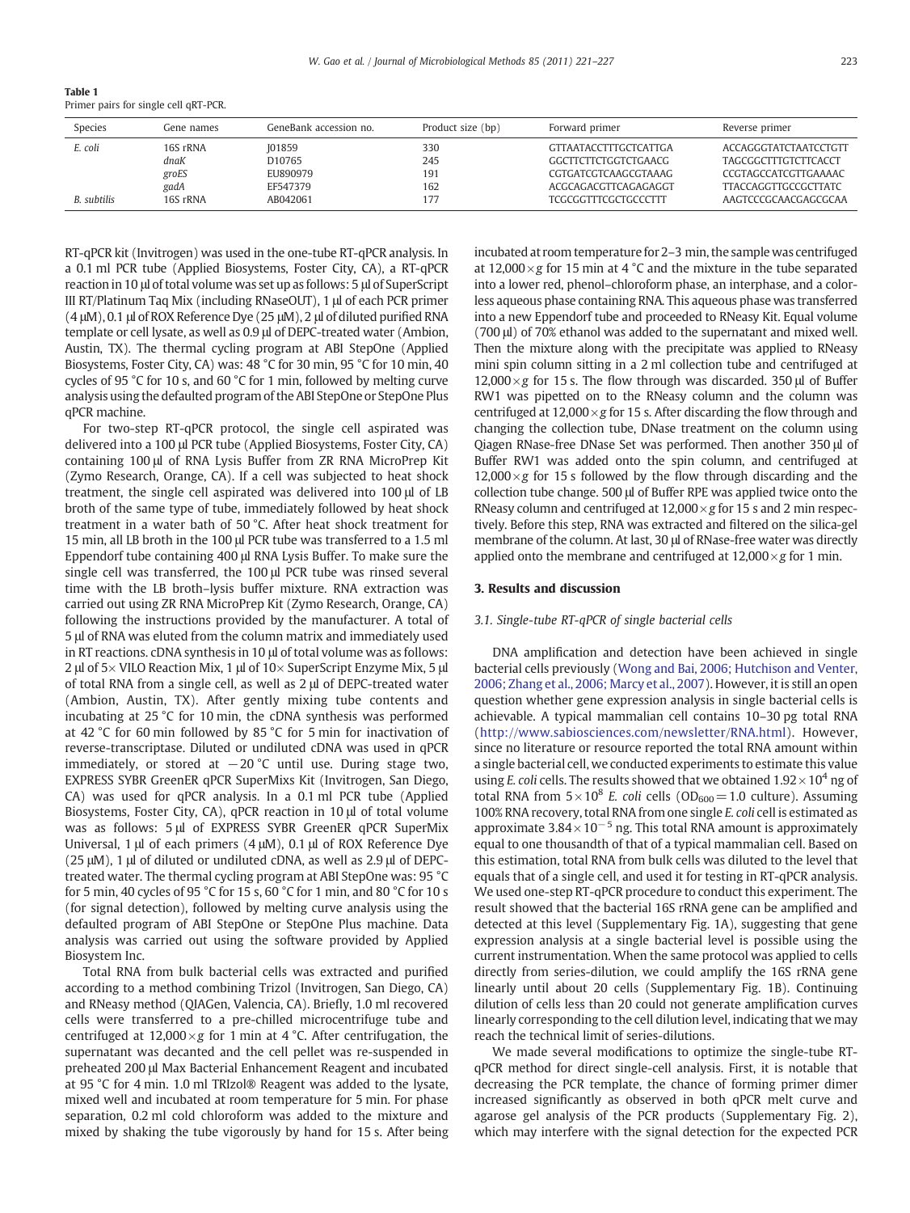**Table 1**
Primer pairs for single cell qRT-PCR.

| Species | Gene names | GeneBank accession no. | Product size (bp) | Forward primer | Reverse primer |
|---|---|---|---|---|---|
| *E. coli* | 16S rRNA | J01859 | 330 | GTTAATACCTTTGCTCATTGA | ACCAGGGTATCTAATCCTGTT |
| | *dnaK* | D10765 | 245 | GGCTTCTTCTGGTCTGAACG | TAGCGGCTTTGTCTTCACCT |
| | *groES* | EU890979 | 191 | CGTGATCGTCAAGCGTAAAG | CCGTAGCCATCGTTGAAAAC |
| | *gadA* | EF547379 | 162 | ACGCAGACGTTCAGAGAGGT | TTACCAGGTTGCCGCTTATC |
| *B. subtilis* | 16S rRNA | AB042061 | 177 | TCGCGGTTTCGCTGCCCTTT | AAGTCCCGCAACGAGCGCAA |

RT-qPCR kit (Invitrogen) was used in the one-tube RT-qPCR analysis. In a 0.1 ml PCR tube (Applied Biosystems, Foster City, CA), a RT-qPCR reaction in 10 µl of total volume was set up as follows: 5 µl of SuperScript III RT/Platinum Taq Mix (including RNaseOUT), 1 µl of each PCR primer (4 µM), 0.1 µl of ROX Reference Dye (25 µM), 2 µl of diluted purified RNA template or cell lysate, as well as 0.9 µl of DEPC-treated water (Ambion, Austin, TX). The thermal cycling program at ABI StepOne (Applied Biosystems, Foster City, CA) was: 48 °C for 30 min, 95 °C for 10 min, 40 cycles of 95 °C for 10 s, and 60 °C for 1 min, followed by melting curve analysis using the defaulted program of the ABI StepOne or StepOne Plus qPCR machine.

For two-step RT-qPCR protocol, the single cell aspirated was delivered into a 100 µl PCR tube (Applied Biosystems, Foster City, CA) containing 100 µl of RNA Lysis Buffer from ZR RNA MicroPrep Kit (Zymo Research, Orange, CA). If a cell was subjected to heat shock treatment, the single cell aspirated was delivered into 100 µl of LB broth of the same type of tube, immediately followed by heat shock treatment in a water bath of 50 °C. After heat shock treatment for 15 min, all LB broth in the 100 µl PCR tube was transferred to a 1.5 ml Eppendorf tube containing 400 µl RNA Lysis Buffer. To make sure the single cell was transferred, the 100 µl PCR tube was rinsed several time with the LB broth–lysis buffer mixture. RNA extraction was carried out using ZR RNA MicroPrep Kit (Zymo Research, Orange, CA) following the instructions provided by the manufacturer. A total of 5 µl of RNA was eluted from the column matrix and immediately used in RT reactions. cDNA synthesis in 10 µl of total volume was as follows: 2 µl of 5× VILO Reaction Mix, 1 µl of 10× SuperScript Enzyme Mix, 5 µl of total RNA from a single cell, as well as 2 µl of DEPC-treated water (Ambion, Austin, TX). After gently mixing tube contents and incubating at 25 °C for 10 min, the cDNA synthesis was performed at 42 °C for 60 min followed by 85 °C for 5 min for inactivation of reverse-transcriptase. Diluted or undiluted cDNA was used in qPCR immediately, or stored at −20 °C until use. During stage two, EXPRESS SYBR GreenER qPCR SuperMixs Kit (Invitrogen, San Diego, CA) was used for qPCR analysis. In a 0.1 ml PCR tube (Applied Biosystems, Foster City, CA), qPCR reaction in 10 µl of total volume was as follows: 5 µl of EXPRESS SYBR GreenER qPCR SuperMix Universal, 1 µl of each primers (4 µM), 0.1 µl of ROX Reference Dye (25 µM), 1 µl of diluted or undiluted cDNA, as well as 2.9 µl of DEPC-treated water. The thermal cycling program at ABI StepOne was: 95 °C for 5 min, 40 cycles of 95 °C for 15 s, 60 °C for 1 min, and 80 °C for 10 s (for signal detection), followed by melting curve analysis using the defaulted program of ABI StepOne or StepOne Plus machine. Data analysis was carried out using the software provided by Applied Biosystem Inc.

Total RNA from bulk bacterial cells was extracted and purified according to a method combining Trizol (Invitrogen, San Diego, CA) and RNeasy method (QIAGen, Valencia, CA). Briefly, 1.0 ml recovered cells were transferred to a pre-chilled microcentrifuge tube and centrifuged at 12,000×*g* for 1 min at 4 °C. After centrifugation, the supernatant was decanted and the cell pellet was re-suspended in preheated 200 µl Max Bacterial Enhancement Reagent and incubated at 95 °C for 4 min. 1.0 ml TRIzol® Reagent was added to the lysate, mixed well and incubated at room temperature for 5 min. For phase separation, 0.2 ml cold chloroform was added to the mixture and mixed by shaking the tube vigorously by hand for 15 s. After being incubated at room temperature for 2–3 min, the sample was centrifuged at 12,000×*g* for 15 min at 4 °C and the mixture in the tube separated into a lower red, phenol–chloroform phase, an interphase, and a colorless aqueous phase containing RNA. This aqueous phase was transferred into a new Eppendorf tube and proceeded to RNeasy Kit. Equal volume (700 µl) of 70% ethanol was added to the supernatant and mixed well. Then the mixture along with the precipitate was applied to RNeasy mini spin column sitting in a 2 ml collection tube and centrifuged at 12,000×*g* for 15 s. The flow through was discarded. 350 µl of Buffer RW1 was pipetted on to the RNeasy column and the column was centrifuged at 12,000×*g* for 15 s. After discarding the flow through and changing the collection tube, DNase treatment on the column using Qiagen RNase-free DNase Set was performed. Then another 350 µl of Buffer RW1 was added onto the spin column, and centrifuged at 12,000×*g* for 15 s followed by the flow through discarding and the collection tube change. 500 µl of Buffer RPE was applied twice onto the RNeasy column and centrifuged at 12,000×*g* for 15 s and 2 min respectively. Before this step, RNA was extracted and filtered on the silica-gel membrane of the column. At last, 30 µl of RNase-free water was directly applied onto the membrane and centrifuged at 12,000×*g* for 1 min.

## 3. Results and discussion

### 3.1. Single-tube RT-qPCR of single bacterial cells

DNA amplification and detection have been achieved in single bacterial cells previously (Wong and Bai, 2006; Hutchison and Venter, 2006; Zhang et al., 2006; Marcy et al., 2007). However, it is still an open question whether gene expression analysis in single bacterial cells is achievable. A typical mammalian cell contains 10–30 pg total RNA (http://www.sabiosciences.com/newsletter/RNA.html). However, since no literature or resource reported the total RNA amount within a single bacterial cell, we conducted experiments to estimate this value using *E. coli* cells. The results showed that we obtained $1.92\times10^{4}$ ng of total RNA from $5\times10^{8}$ *E. coli* cells ($OD_{600}=1.0$ culture). Assuming 100% RNA recovery, total RNA from one single *E. coli* cell is estimated as approximate $3.84\times10^{-5}$ ng. This total RNA amount is approximately equal to one thousandth of that of a typical mammalian cell. Based on this estimation, total RNA from bulk cells was diluted to the level that equals that of a single cell, and used it for testing in RT-qPCR analysis. We used one-step RT-qPCR procedure to conduct this experiment. The result showed that the bacterial 16S rRNA gene can be amplified and detected at this level (Supplementary Fig. 1A), suggesting that gene expression analysis at a single bacterial level is possible using the current instrumentation. When the same protocol was applied to cells directly from series-dilution, we could amplify the 16S rRNA gene linearly until about 20 cells (Supplementary Fig. 1B). Continuing dilution of cells less than 20 could not generate amplification curves linearly corresponding to the cell dilution level, indicating that we may reach the technical limit of series-dilutions.

We made several modifications to optimize the single-tube RT-qPCR method for direct single-cell analysis. First, it is notable that decreasing the PCR template, the chance of forming primer dimer increased significantly as observed in both qPCR melt curve and agarose gel analysis of the PCR products (Supplementary Fig. 2), which may interfere with the signal detection for the expected PCR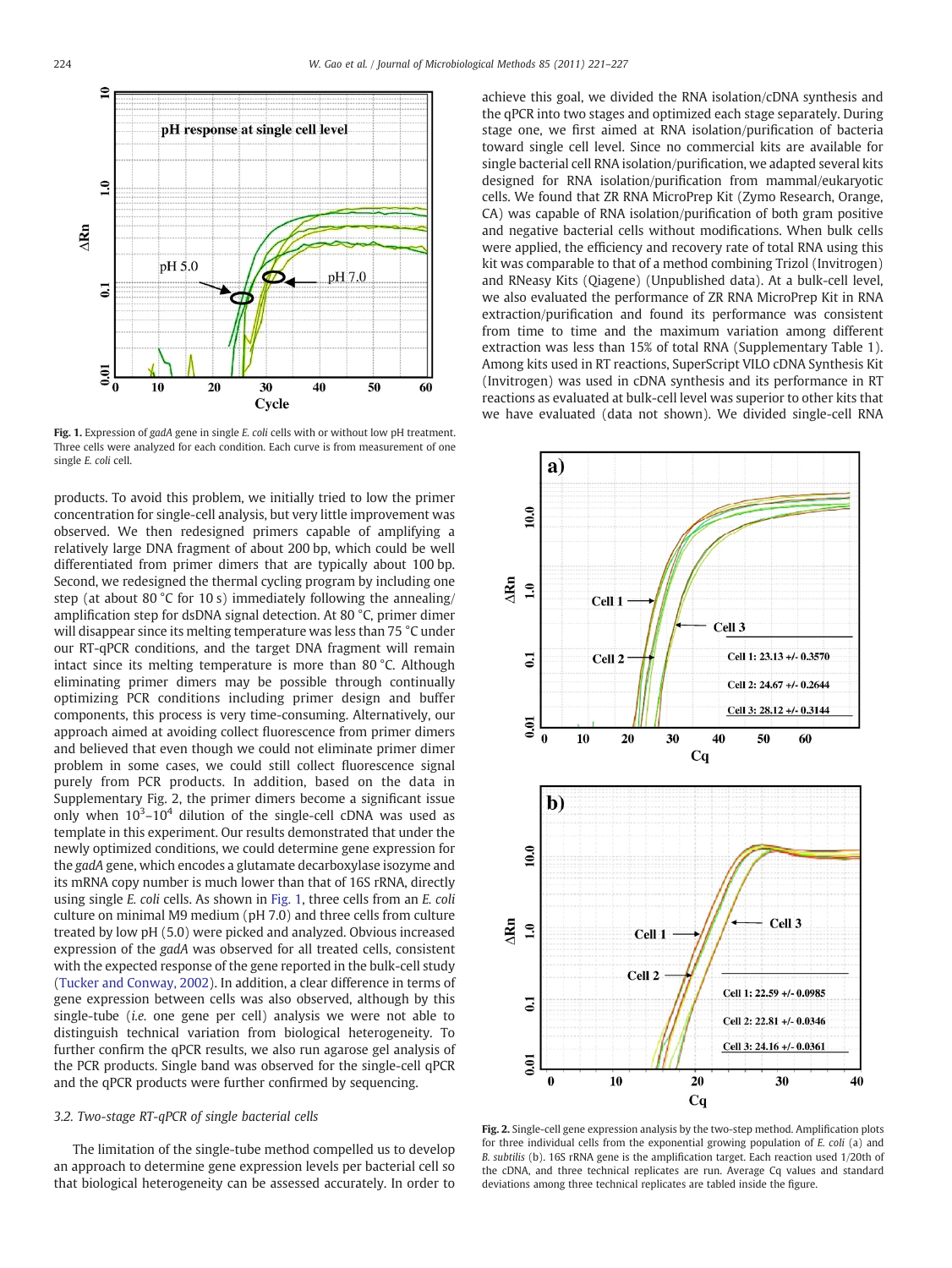pH response at single cell level

ΔRn

10

1.0

0.1

0.01

pH 5.0

pH 7.0

0 10 20 30 40 50 60

Cycle

**Fig. 1.** Expression of *gadA* gene in single *E. coli* cells with or without low pH treatment. Three cells were analyzed for each condition. Each curve is from measurement of one single *E. coli* cell.

products. To avoid this problem, we initially tried to low the primer concentration for single-cell analysis, but very little improvement was observed. We then redesigned primers capable of amplifying a relatively large DNA fragment of about 200 bp, which could be well differentiated from primer dimers that are typically about 100 bp. Second, we redesigned the thermal cycling program by including one step (at about 80 °C for 10 s) immediately following the annealing/amplification step for dsDNA signal detection. At 80 °C, primer dimer will disappear since its melting temperature was less than 75 °C under our RT-qPCR conditions, and the target DNA fragment will remain intact since its melting temperature is more than 80 °C. Although eliminating primer dimers may be possible through continually optimizing PCR conditions including primer design and buffer components, this process is very time-consuming. Alternatively, our approach aimed at avoiding collect fluorescence from primer dimers and believed that even though we could not eliminate primer dimer problem in some cases, we could still collect fluorescence signal purely from PCR products. In addition, based on the data in Supplementary Fig. 2, the primer dimers become a significant issue only when $10^3$–$10^4$ dilution of the single-cell cDNA was used as template in this experiment. Our results demonstrated that under the newly optimized conditions, we could determine gene expression for the *gadA* gene, which encodes a glutamate decarboxylase isozyme and its mRNA copy number is much lower than that of 16S rRNA, directly using single *E. coli* cells. As shown in Fig. 1, three cells from an *E. coli* culture on minimal M9 medium (pH 7.0) and three cells from culture treated by low pH (5.0) were picked and analyzed. Obvious increased expression of the *gadA* was observed for all treated cells, consistent with the expected response of the gene reported in the bulk-cell study (Tucker and Conway, 2002). In addition, a clear difference in terms of gene expression between cells was also observed, although by this single-tube (*i.e.* one gene per cell) analysis we were not able to distinguish technical variation from biological heterogeneity. To further confirm the qPCR results, we also run agarose gel analysis of the PCR products. Single band was observed for the single-cell qPCR and the qPCR products were further confirmed by sequencing.

### 3.2. Two-stage RT-qPCR of single bacterial cells

The limitation of the single-tube method compelled us to develop an approach to determine gene expression levels per bacterial cell so that biological heterogeneity can be assessed accurately. In order to achieve this goal, we divided the RNA isolation/cDNA synthesis and the qPCR into two stages and optimized each stage separately. During stage one, we first aimed at RNA isolation/purification of bacteria toward single cell level. Since no commercial kits are available for single bacterial cell RNA isolation/purification, we adapted several kits designed for RNA isolation/purification from mammal/eukaryotic cells. We found that ZR RNA MicroPrep Kit (Zymo Research, Orange, CA) was capable of RNA isolation/purification of both gram positive and negative bacterial cells without modifications. When bulk cells were applied, the efficiency and recovery rate of total RNA using this kit was comparable to that of a method combining Trizol (Invitrogen) and RNeasy Kits (Qiagene) (Unpublished data). At a bulk-cell level, we also evaluated the performance of ZR RNA MicroPrep Kit in RNA extraction/purification and found its performance was consistent from time to time and the maximum variation among different extraction was less than 15% of total RNA (Supplementary Table 1). Among kits used in RT reactions, SuperScript VILO cDNA Synthesis Kit (Invitrogen) was used in cDNA synthesis and its performance in RT reactions as evaluated at bulk-cell level was superior to other kits that we have evaluated (data not shown). We divided single-cell RNA

a)

ΔRn

10.0

1.0

0.1

0.01

Cell 1

Cell 2

Cell 3

Cell 1: 23.13 +/- 0.3570

Cell 2: 24.67 +/- 0.2644

Cell 3: 28.12 +/- 0.3144

0 10 20 30 40 50 60

Cq

b)

ΔRn

10.0

1.0

0.1

0.01

Cell 1

Cell 2

Cell 3

Cell 1: 22.59 +/- 0.0985

Cell 2: 22.81 +/- 0.0346

Cell 3: 24.16 +/- 0.0361

0 10 20 30 40

Cq

**Fig. 2.** Single-cell gene expression analysis by the two-step method. Amplification plots for three individual cells from the exponential growing population of *E. coli* (a) and *B. subtilis* (b). 16S rRNA gene is the amplification target. Each reaction used 1/20th of the cDNA, and three technical replicates are run. Average Cq values and standard deviations among three technical replicates are tabled inside the figure.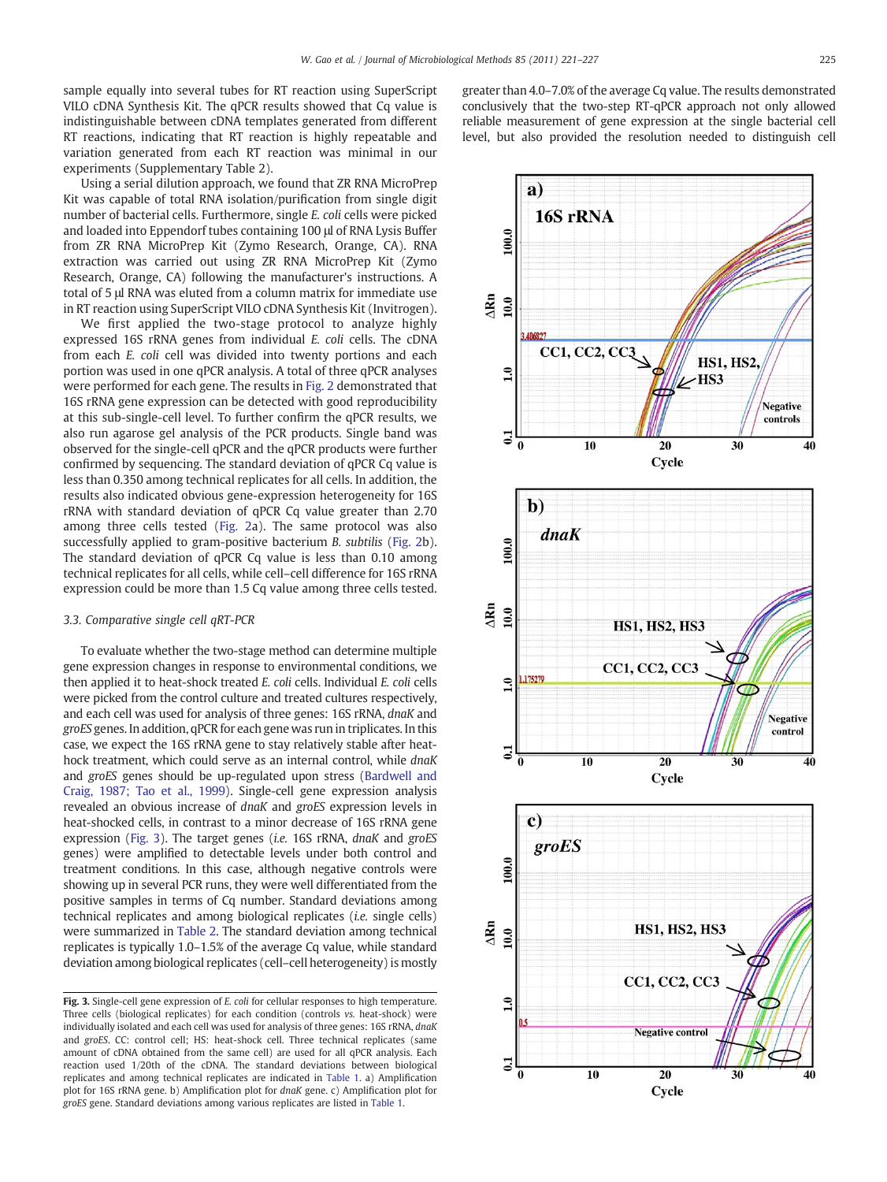sample equally into several tubes for RT reaction using SuperScript VILO cDNA Synthesis Kit. The qPCR results showed that Cq value is indistinguishable between cDNA templates generated from different RT reactions, indicating that RT reaction is highly repeatable and variation generated from each RT reaction was minimal in our experiments (Supplementary Table 2).

Using a serial dilution approach, we found that ZR RNA MicroPrep Kit was capable of total RNA isolation/purification from single digit number of bacterial cells. Furthermore, single *E. coli* cells were picked and loaded into Eppendorf tubes containing 100 µl of RNA Lysis Buffer from ZR RNA MicroPrep Kit (Zymo Research, Orange, CA). RNA extraction was carried out using ZR RNA MicroPrep Kit (Zymo Research, Orange, CA) following the manufacturer's instructions. A total of 5 µl RNA was eluted from a column matrix for immediate use in RT reaction using SuperScript VILO cDNA Synthesis Kit (Invitrogen).

We first applied the two-stage protocol to analyze highly expressed 16S rRNA genes from individual *E. coli* cells. The cDNA from each *E. coli* cell was divided into twenty portions and each portion was used in one qPCR analysis. A total of three qPCR analyses were performed for each gene. The results in Fig. 2 demonstrated that 16S rRNA gene expression can be detected with good reproducibility at this sub-single-cell level. To further confirm the qPCR results, we also run agarose gel analysis of the PCR products. Single band was observed for the single-cell qPCR and the qPCR products were further confirmed by sequencing. The standard deviation of qPCR Cq value is less than 0.350 among technical replicates for all cells. In addition, the results also indicated obvious gene-expression heterogeneity for 16S rRNA with standard deviation of qPCR Cq value greater than 2.70 among three cells tested (Fig. 2a). The same protocol was also successfully applied to gram-positive bacterium *B. subtilis* (Fig. 2b). The standard deviation of qPCR Cq value is less than 0.10 among technical replicates for all cells, while cell–cell difference for 16S rRNA expression could be more than 1.5 Cq value among three cells tested.

### 3.3. Comparative single cell qRT-PCR

To evaluate whether the two-stage method can determine multiple gene expression changes in response to environmental conditions, we then applied it to heat-shock treated *E. coli* cells. Individual *E. coli* cells were picked from the control culture and treated cultures respectively, and each cell was used for analysis of three genes: 16S rRNA, *dnaK* and *groES* genes. In addition, qPCR for each gene was run in triplicates. In this case, we expect the 16S rRNA gene to stay relatively stable after heat-hock treatment, which could serve as an internal control, while *dnaK* and *groES* genes should be up-regulated upon stress (Bardwell and Craig, 1987; Tao et al., 1999). Single-cell gene expression analysis revealed an obvious increase of *dnaK* and *groES* expression levels in heat-shocked cells, in contrast to a minor decrease of 16S rRNA gene expression (Fig. 3). The target genes (*i.e.* 16S rRNA, *dnaK* and *groES* genes) were amplified to detectable levels under both control and treatment conditions. In this case, although negative controls were showing up in several PCR runs, they were well differentiated from the positive samples in terms of Cq number. Standard deviations among technical replicates and among biological replicates (*i.e.* single cells) were summarized in Table 2. The standard deviation among technical replicates is typically 1.0–1.5% of the average Cq value, while standard deviation among biological replicates (cell–cell heterogeneity) is mostly greater than 4.0–7.0% of the average Cq value. The results demonstrated conclusively that the two-step RT-qPCR approach not only allowed reliable measurement of gene expression at the single bacterial cell level, but also provided the resolution needed to distinguish cell

**Fig. 3.** Single-cell gene expression of *E. coli* for cellular responses to high temperature. Three cells (biological replicates) for each condition (controls *vs.* heat-shock) were individually isolated and each cell was used for analysis of three genes: 16S rRNA, *dnaK* and *groES*. CC: control cell; HS: heat-shock cell. Three technical replicates (same amount of cDNA obtained from the same cell) are used for all qPCR analysis. Each reaction used 1/20th of the cDNA. The standard deviations between biological replicates and among technical replicates are indicated in Table 1. a) Amplification plot for 16S rRNA gene. b) Amplification plot for *dnaK* gene. c) Amplification plot for *groES* gene. Standard deviations among various replicates are listed in Table 1.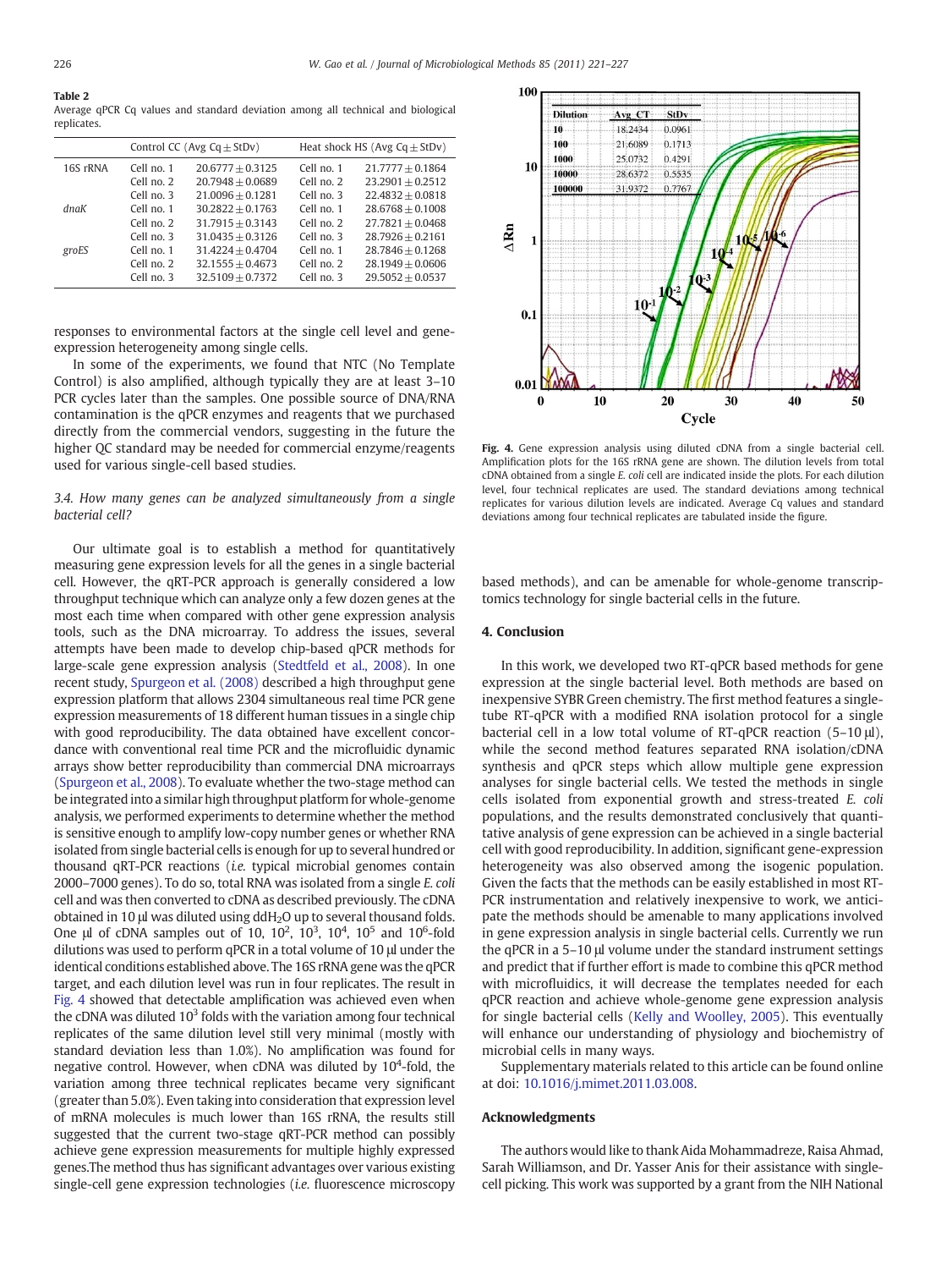**Table 2**
Average qPCR Cq values and standard deviation among all technical and biological replicates.

| | Control CC (Avg Cq ± StDv) | | Heat shock HS (Avg Cq ± StDv) | |
|---|---|---|---|---|
| 16S rRNA | Cell no. 1 | 20.6777 ± 0.3125 | Cell no. 1 | 21.7777 ± 0.1864 |
| | Cell no. 2 | 20.7948 ± 0.0689 | Cell no. 2 | 23.2901 ± 0.2512 |
| | Cell no. 3 | 21.0096 ± 0.1281 | Cell no. 3 | 22.4832 ± 0.0818 |
| *dnaK* | Cell no. 1 | 30.2822 ± 0.1763 | Cell no. 1 | 28.6768 ± 0.1008 |
| | Cell no. 2 | 31.7915 ± 0.3143 | Cell no. 2 | 27.7821 ± 0.0468 |
| | Cell no. 3 | 31.0435 ± 0.3126 | Cell no. 3 | 28.7926 ± 0.2161 |
| *groES* | Cell no. 1 | 31.4224 ± 0.4704 | Cell no. 1 | 28.7846 ± 0.1268 |
| | Cell no. 2 | 32.1555 ± 0.4673 | Cell no. 2 | 28.1949 ± 0.0606 |
| | Cell no. 3 | 32.5109 ± 0.7372 | Cell no. 3 | 29.5052 ± 0.0537 |

responses to environmental factors at the single cell level and gene-expression heterogeneity among single cells.

In some of the experiments, we found that NTC (No Template Control) is also amplified, although typically they are at least 3–10 PCR cycles later than the samples. One possible source of DNA/RNA contamination is the qPCR enzymes and reagents that we purchased directly from the commercial vendors, suggesting in the future the higher QC standard may be needed for commercial enzyme/reagents used for various single-cell based studies.

### 3.4. How many genes can be analyzed simultaneously from a single bacterial cell?

Our ultimate goal is to establish a method for quantitatively measuring gene expression levels for all the genes in a single bacterial cell. However, the qRT-PCR approach is generally considered a low throughput technique which can analyze only a few dozen genes at the most each time when compared with other gene expression analysis tools, such as the DNA microarray. To address the issues, several attempts have been made to develop chip-based qPCR methods for large-scale gene expression analysis (Stedtfeld et al., 2008). In one recent study, Spurgeon et al. (2008) described a high throughput gene expression platform that allows 2304 simultaneous real time PCR gene expression measurements of 18 different human tissues in a single chip with good reproducibility. The data obtained have excellent concordance with conventional real time PCR and the microfluidic dynamic arrays show better reproducibility than commercial DNA microarrays (Spurgeon et al., 2008). To evaluate whether the two-stage method can be integrated into a similar high throughput platform for whole-genome analysis, we performed experiments to determine whether the method is sensitive enough to amplify low-copy number genes or whether RNA isolated from single bacterial cells is enough for up to several hundred or thousand qRT-PCR reactions (*i.e.* typical microbial genomes contain 2000–7000 genes). To do so, total RNA was isolated from a single *E. coli* cell and was then converted to cDNA as described previously. The cDNA obtained in 10 µl was diluted using $ddH_2O$ up to several thousand folds. One µl of cDNA samples out of 10, $10^2$, $10^3$, $10^4$, $10^5$ and $10^6$-fold dilutions was used to perform qPCR in a total volume of 10 µl under the identical conditions established above. The 16S rRNA gene was the qPCR target, and each dilution level was run in four replicates. The result in Fig. 4 showed that detectable amplification was achieved even when the cDNA was diluted $10^3$ folds with the variation among four technical replicates of the same dilution level still very minimal (mostly with standard deviation less than 1.0%). No amplification was found for negative control. However, when cDNA was diluted by $10^4$-fold, the variation among three technical replicates became very significant (greater than 5.0%). Even taking into consideration that expression level of mRNA molecules is much lower than 16S rRNA, the results still suggested that the current two-stage qRT-PCR method can possibly achieve gene expression measurements for multiple highly expressed genes.The method thus has significant advantages over various existing single-cell gene expression technologies (*i.e.* fluorescence microscopy based methods), and can be amenable for whole-genome transcriptomics technology for single bacterial cells in the future.

| Dilution | Avg CT | StDv |
|---|---|---|
| 10 | 18.2434 | 0.0961 |
| 100 | 21.6089 | 0.1713 |
| 1000 | 25.0732 | 0.4291 |
| 10000 | 28.6372 | 0.5535 |
| 100000 | 31.9372 | 0.7767 |

**Fig. 4.** Gene expression analysis using diluted cDNA from a single bacterial cell. Amplification plots for the 16S rRNA gene are shown. The dilution levels from total cDNA obtained from a single *E. coli* cell are indicated inside the plots. For each dilution level, four technical replicates are used. The standard deviations among technical replicates for various dilution levels are indicated. Average Cq values and standard deviations among four technical replicates are tabulated inside the figure.

## 4. Conclusion

In this work, we developed two RT-qPCR based methods for gene expression at the single bacterial level. Both methods are based on inexpensive SYBR Green chemistry. The first method features a single-tube RT-qPCR with a modified RNA isolation protocol for a single bacterial cell in a low total volume of RT-qPCR reaction (5–10 µl), while the second method features separated RNA isolation/cDNA synthesis and qPCR steps which allow multiple gene expression analyses for single bacterial cells. We tested the methods in single cells isolated from exponential growth and stress-treated *E. coli* populations, and the results demonstrated conclusively that quantitative analysis of gene expression can be achieved in a single bacterial cell with good reproducibility. In addition, significant gene-expression heterogeneity was also observed among the isogenic population. Given the facts that the methods can be easily established in most RT-PCR instrumentation and relatively inexpensive to work, we anticipate the methods should be amenable to many applications involved in gene expression analysis in single bacterial cells. Currently we run the qPCR in a 5–10 µl volume under the standard instrument settings and predict that if further effort is made to combine this qPCR method with microfluidics, it will decrease the templates needed for each qPCR reaction and achieve whole-genome gene expression analysis for single bacterial cells (Kelly and Woolley, 2005). This eventually will enhance our understanding of physiology and biochemistry of microbial cells in many ways.

Supplementary materials related to this article can be found online at doi: 10.1016/j.mimet.2011.03.008.

## Acknowledgments

The authors would like to thank Aida Mohammadreze, Raisa Ahmad, Sarah Williamson, and Dr. Yasser Anis for their assistance with single-cell picking. This work was supported by a grant from the NIH National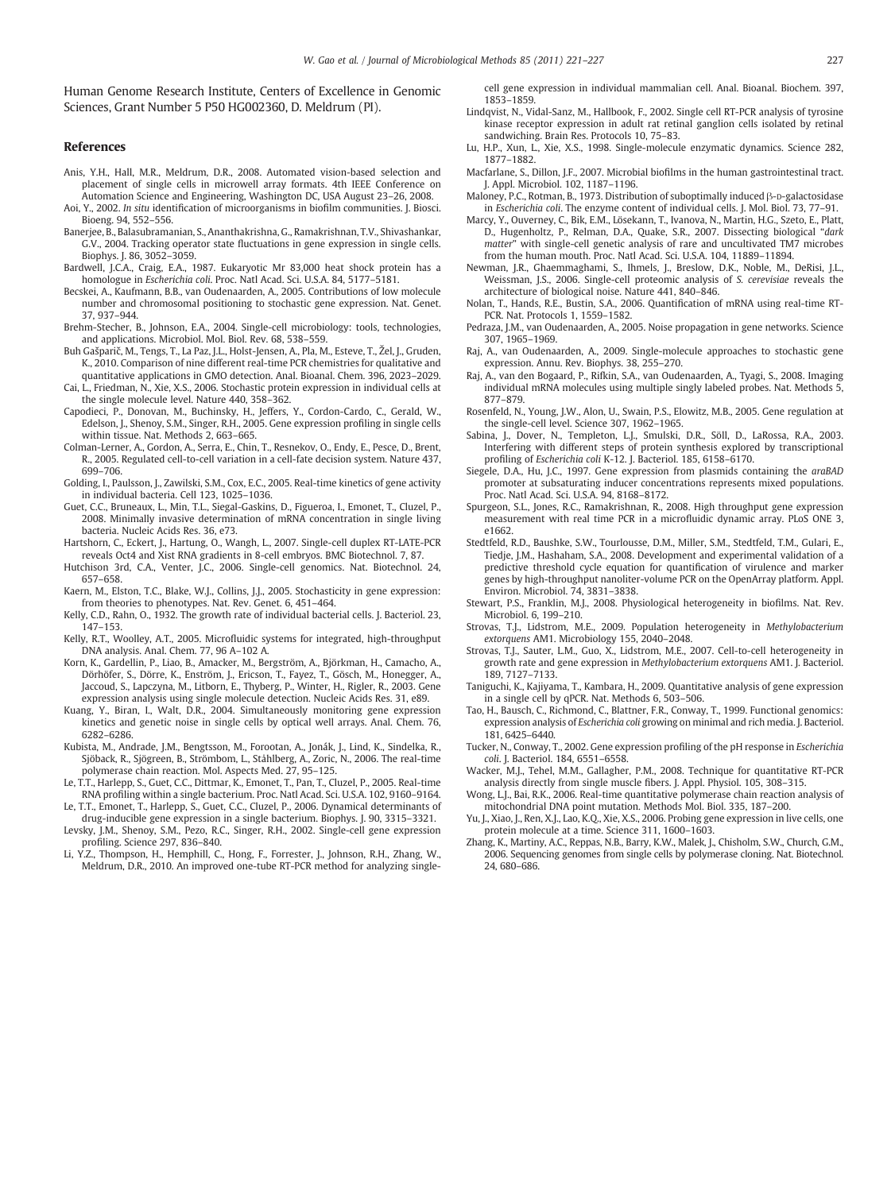Human Genome Research Institute, Centers of Excellence in Genomic Sciences, Grant Number 5 P50 HG002360, D. Meldrum (PI).

## References

Anis, Y.H., Hall, M.R., Meldrum, D.R., 2008. Automated vision-based selection and placement of single cells in microwell array formats. 4th IEEE Conference on Automation Science and Engineering, Washington DC, USA August 23–26, 2008.

Aoi, Y., 2002. *In situ* identification of microorganisms in biofilm communities. J. Biosci. Bioeng. 94, 552–556.

Banerjee, B., Balasubramanian, S., Ananthakrishna, G., Ramakrishnan, T.V., Shivashankar, G.V., 2004. Tracking operator state fluctuations in gene expression in single cells. Biophys. J. 86, 3052–3059.

Bardwell, J.C.A., Craig, E.A., 1987. Eukaryotic Mr 83,000 heat shock protein has a homologue in *Escherichia coli*. Proc. Natl Acad. Sci. U.S.A. 84, 5177–5181.

Becskei, A., Kaufmann, B.B., van Oudenaarden, A., 2005. Contributions of low molecule number and chromosomal positioning to stochastic gene expression. Nat. Genet. 37, 937–944.

Brehm-Stecher, B., Johnson, E.A., 2004. Single-cell microbiology: tools, technologies, and applications. Microbiol. Mol. Biol. Rev. 68, 538–559.

Buh Gašparič, M., Tengs, T., La Paz, J.L., Holst-Jensen, A., Pla, M., Esteve, T., Žel, J., Gruden, K., 2010. Comparison of nine different real-time PCR chemistries for qualitative and quantitative applications in GMO detection. Anal. Bioanal. Chem. 396, 2023–2029.

Cai, L., Friedman, N., Xie, X.S., 2006. Stochastic protein expression in individual cells at the single molecule level. Nature 440, 358–362.

Capodieci, P., Donovan, M., Buchinsky, H., Jeffers, Y., Cordon-Cardo, C., Gerald, W., Edelson, J., Shenoy, S.M., Singer, R.H., 2005. Gene expression profiling in single cells within tissue. Nat. Methods 2, 663–665.

Colman-Lerner, A., Gordon, A., Serra, E., Chin, T., Resnekov, O., Endy, E., Pesce, D., Brent, R., 2005. Regulated cell-to-cell variation in a cell-fate decision system. Nature 437, 699–706.

Golding, I., Paulsson, J., Zawilski, S.M., Cox, E.C., 2005. Real-time kinetics of gene activity in individual bacteria. Cell 123, 1025–1036.

Guet, C.C., Bruneaux, L., Min, T.L., Siegal-Gaskins, D., Figueroa, I., Emonet, T., Cluzel, P., 2008. Minimally invasive determination of mRNA concentration in single living bacteria. Nucleic Acids Res. 36, e73.

Hartshorn, C., Eckert, J., Hartung, O., Wangh, L., 2007. Single-cell duplex RT-LATE-PCR reveals Oct4 and Xist RNA gradients in 8-cell embryos. BMC Biotechnol. 7, 87.

Hutchison 3rd, C.A., Venter, J.C., 2006. Single-cell genomics. Nat. Biotechnol. 24, 657–658.

Kaern, M., Elston, T.C., Blake, W.J., Collins, J.J., 2005. Stochasticity in gene expression: from theories to phenotypes. Nat. Rev. Genet. 6, 451–464.

Kelly, C.D., Rahn, O., 1932. The growth rate of individual bacterial cells. J. Bacteriol. 23, 147–153.

Kelly, R.T., Woolley, A.T., 2005. Microfluidic systems for integrated, high-throughput DNA analysis. Anal. Chem. 77, 96 A–102 A.

Korn, K., Gardellin, P., Liao, B., Amacker, M., Bergström, A., Björkman, H., Camacho, A., Dörhöfer, S., Dörre, K., Enström, J., Ericson, T., Fayez, T., Gösch, M., Honegger, A., Jaccoud, S., Lapczyna, M., Litborn, E., Thyberg, P., Winter, H., Rigler, R., 2003. Gene expression analysis using single molecule detection. Nucleic Acids Res. 31, e89.

Kuang, Y., Biran, I., Walt, D.R., 2004. Simultaneously monitoring gene expression kinetics and genetic noise in single cells by optical well arrays. Anal. Chem. 76, 6282–6286.

Kubista, M., Andrade, J.M., Bengtsson, M., Forootan, A., Jonák, J., Lind, K., Sindelka, R., Sjöback, R., Sjögreen, B., Strömbom, L., Ståhlberg, A., Zoric, N., 2006. The real-time polymerase chain reaction. Mol. Aspects Med. 27, 95–125.

Le, T.T., Harlepp, S., Guet, C.C., Dittmar, K., Emonet, T., Pan, T., Cluzel, P., 2005. Real-time RNA profiling within a single bacterium. Proc. Natl Acad. Sci. U.S.A. 102, 9160–9164.

Le, T.T., Emonet, T., Harlepp, S., Guet, C.C., Cluzel, P., 2006. Dynamical determinants of drug-inducible gene expression in a single bacterium. Biophys. J. 90, 3315–3321.

Levsky, J.M., Shenoy, S.M., Pezo, R.C., Singer, R.H., 2002. Single-cell gene expression profiling. Science 297, 836–840.

Li, Y.Z., Thompson, H., Hemphill, C., Hong, F., Forrester, J., Johnson, R.H., Zhang, W., Meldrum, D.R., 2010. An improved one-tube RT-PCR method for analyzing single-cell gene expression in individual mammalian cell. Anal. Bioanal. Biochem. 397, 1853–1859.

Lindqvist, N., Vidal-Sanz, M., Hallbook, F., 2002. Single cell RT-PCR analysis of tyrosine kinase receptor expression in adult rat retinal ganglion cells isolated by retinal sandwiching. Brain Res. Protocols 10, 75–83.

Lu, H.P., Xun, L., Xie, X.S., 1998. Single-molecule enzymatic dynamics. Science 282, 1877–1882.

Macfarlane, S., Dillon, J.F., 2007. Microbial biofilms in the human gastrointestinal tract. J. Appl. Microbiol. 102, 1187–1196.

Maloney, P.C., Rotman, B., 1973. Distribution of suboptimally induced β-D-galactosidase in *Escherichia coli*. The enzyme content of individual cells. J. Mol. Biol. 73, 77–91.

Marcy, Y., Ouverney, C., Bik, E.M., Lösekann, T., Ivanova, N., Martin, H.G., Szeto, E., Platt, D., Hugenholtz, P., Relman, D.A., Quake, S.R., 2007. Dissecting biological "*dark matter*" with single-cell genetic analysis of rare and uncultivated TM7 microbes from the human mouth. Proc. Natl Acad. Sci. U.S.A. 104, 11889–11894.

Newman, J.R., Ghaemmaghami, S., Ihmels, J., Breslow, D.K., Noble, M., DeRisi, J.L., Weissman, J.S., 2006. Single-cell proteomic analysis of *S. cerevisiae* reveals the architecture of biological noise. Nature 441, 840–846.

Nolan, T., Hands, R.E., Bustin, S.A., 2006. Quantification of mRNA using real-time RT-PCR. Nat. Protocols 1, 1559–1582.

Pedraza, J.M., van Oudenaarden, A., 2005. Noise propagation in gene networks. Science 307, 1965–1969.

Raj, A., van Oudenaarden, A., 2009. Single-molecule approaches to stochastic gene expression. Annu. Rev. Biophys. 38, 255–270.

Raj, A., van den Bogaard, P., Rifkin, S.A., van Oudenaarden, A., Tyagi, S., 2008. Imaging individual mRNA molecules using multiple singly labeled probes. Nat. Methods 5, 877–879.

Rosenfeld, N., Young, J.W., Alon, U., Swain, P.S., Elowitz, M.B., 2005. Gene regulation at the single-cell level. Science 307, 1962–1965.

Sabina, J., Dover, N., Templeton, L.J., Smulski, D.R., Söll, D., LaRossa, R.A., 2003. Interfering with different steps of protein synthesis explored by transcriptional profiling of *Escherichia coli* K-12. J. Bacteriol. 185, 6158–6170.

Siegele, D.A., Hu, J.C., 1997. Gene expression from plasmids containing the *araBAD* promoter at subsaturating inducer concentrations represents mixed populations. Proc. Natl Acad. Sci. U.S.A. 94, 8168–8172.

Spurgeon, S.L., Jones, R.C., Ramakrishnan, R., 2008. High throughput gene expression measurement with real time PCR in a microfluidic dynamic array. PLoS ONE 3, e1662.

Stedtfeld, R.D., Baushke, S.W., Tourlousse, D.M., Miller, S.M., Stedtfeld, T.M., Gulari, E., Tiedje, J.M., Hashaham, S.A., 2008. Development and experimental validation of a predictive threshold cycle equation for quantification of virulence and marker genes by high-throughput nanoliter-volume PCR on the OpenArray platform. Appl. Environ. Microbiol. 74, 3831–3838.

Stewart, P.S., Franklin, M.J., 2008. Physiological heterogeneity in biofilms. Nat. Rev. Microbiol. 6, 199–210.

Strovas, T.J., Lidstrom, M.E., 2009. Population heterogeneity in *Methylobacterium extorquens* AM1. Microbiology 155, 2040–2048.

Strovas, T.J., Sauter, L.M., Guo, X., Lidstrom, M.E., 2007. Cell-to-cell heterogeneity in growth rate and gene expression in *Methylobacterium extorquens* AM1. J. Bacteriol. 189, 7127–7133.

Taniguchi, K., Kajiyama, T., Kambara, H., 2009. Quantitative analysis of gene expression in a single cell by qPCR. Nat. Methods 6, 503–506.

Tao, H., Bausch, C., Richmond, C., Blattner, F.R., Conway, T., 1999. Functional genomics: expression analysis of *Escherichia coli* growing on minimal and rich media. J. Bacteriol. 181, 6425–6440.

Tucker, N., Conway, T., 2002. Gene expression profiling of the pH response in *Escherichia coli*. J. Bacteriol. 184, 6551–6558.

Wacker, M.J., Tehel, M.M., Gallagher, P.M., 2008. Technique for quantitative RT-PCR analysis directly from single muscle fibers. J. Appl. Physiol. 105, 308–315.

Wong, L.J., Bai, R.K., 2006. Real-time quantitative polymerase chain reaction analysis of mitochondrial DNA point mutation. Methods Mol. Biol. 335, 187–200.

Yu, J., Xiao, J., Ren, X.J., Lao, K.Q., Xie, X.S., 2006. Probing gene expression in live cells, one protein molecule at a time. Science 311, 1600–1603.

Zhang, K., Martiny, A.C., Reppas, N.B., Barry, K.W., Malek, J., Chisholm, S.W., Church, G.M., 2006. Sequencing genomes from single cells by polymerase cloning. Nat. Biotechnol. 24, 680–686.